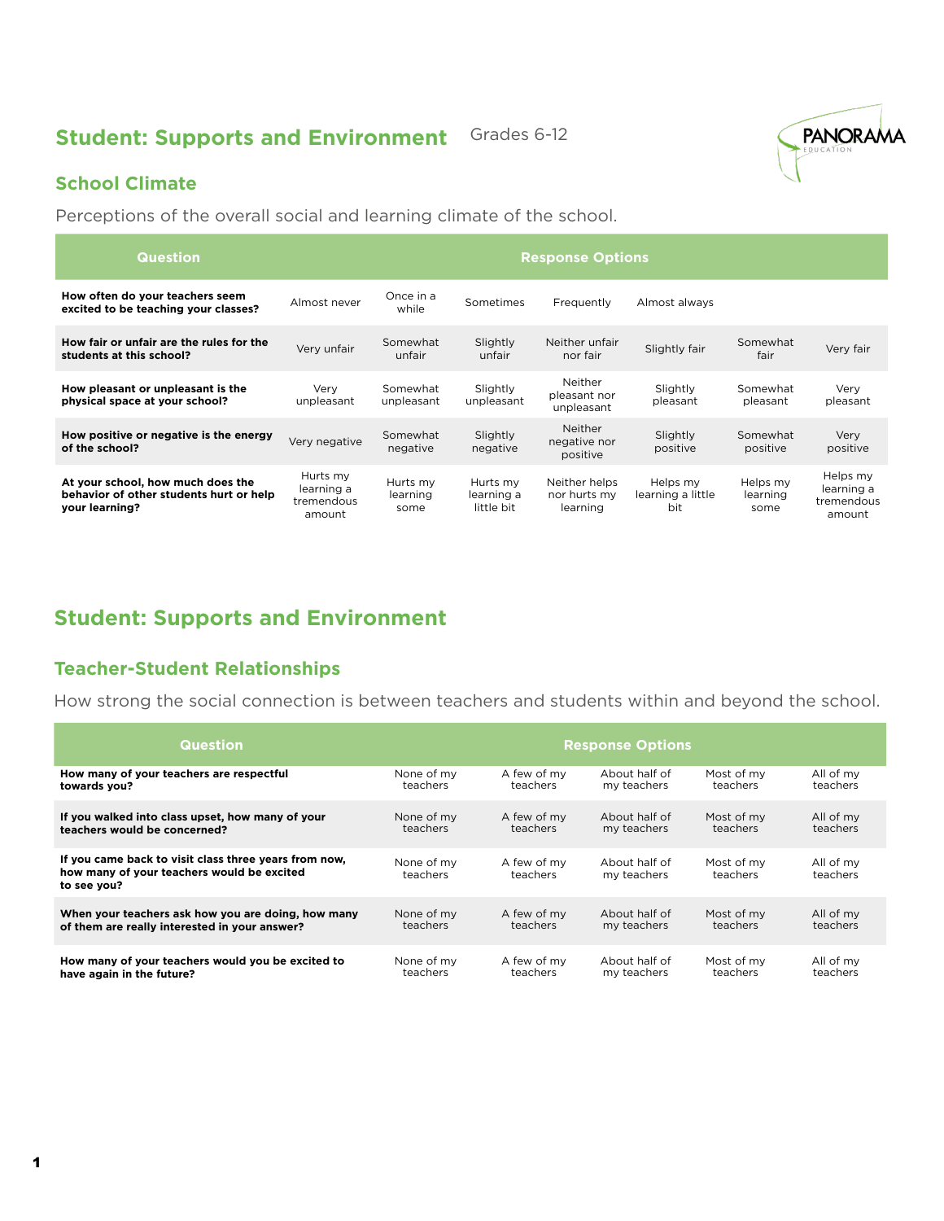# Student: Supports and Environment

Grades 6-12

## School Climate

Perceptions of the overall social and learning climate of the school.

| Question | Response Options | | | | | | |
|---|---|---|---|---|---|---|---|
| **How often do your teachers seem excited to be teaching your classes?** | Almost never | Once in a while | Sometimes | Frequently | Almost always | | |
| **How fair or unfair are the rules for the students at this school?** | Very unfair | Somewhat unfair | Slightly unfair | Neither unfair nor fair | Slightly fair | Somewhat fair | Very fair |
| **How pleasant or unpleasant is the physical space at your school?** | Very unpleasant | Somewhat unpleasant | Slightly unpleasant | Neither pleasant nor unpleasant | Slightly pleasant | Somewhat pleasant | Very pleasant |
| **How positive or negative is the energy of the school?** | Very negative | Somewhat negative | Slightly negative | Neither negative nor positive | Slightly positive | Somewhat positive | Very positive |
| **At your school, how much does the behavior of other students hurt or help your learning?** | Hurts my learning a tremendous amount | Hurts my learning some | Hurts my learning a little bit | Neither helps nor hurts my learning | Helps my learning a little bit | Helps my learning some | Helps my learning a tremendous amount |

# Student: Supports and Environment

## Teacher-Student Relationships

How strong the social connection is between teachers and students within and beyond the school.

| Question | Response Options | | | | |
|---|---|---|---|---|---|
| **How many of your teachers are respectful towards you?** | None of my teachers | A few of my teachers | About half of my teachers | Most of my teachers | All of my teachers |
| **If you walked into class upset, how many of your teachers would be concerned?** | None of my teachers | A few of my teachers | About half of my teachers | Most of my teachers | All of my teachers |
| **If you came back to visit class three years from now, how many of your teachers would be excited to see you?** | None of my teachers | A few of my teachers | About half of my teachers | Most of my teachers | All of my teachers |
| **When your teachers ask how you are doing, how many of them are really interested in your answer?** | None of my teachers | A few of my teachers | About half of my teachers | Most of my teachers | All of my teachers |
| **How many of your teachers would you be excited to have again in the future?** | None of my teachers | A few of my teachers | About half of my teachers | Most of my teachers | All of my teachers |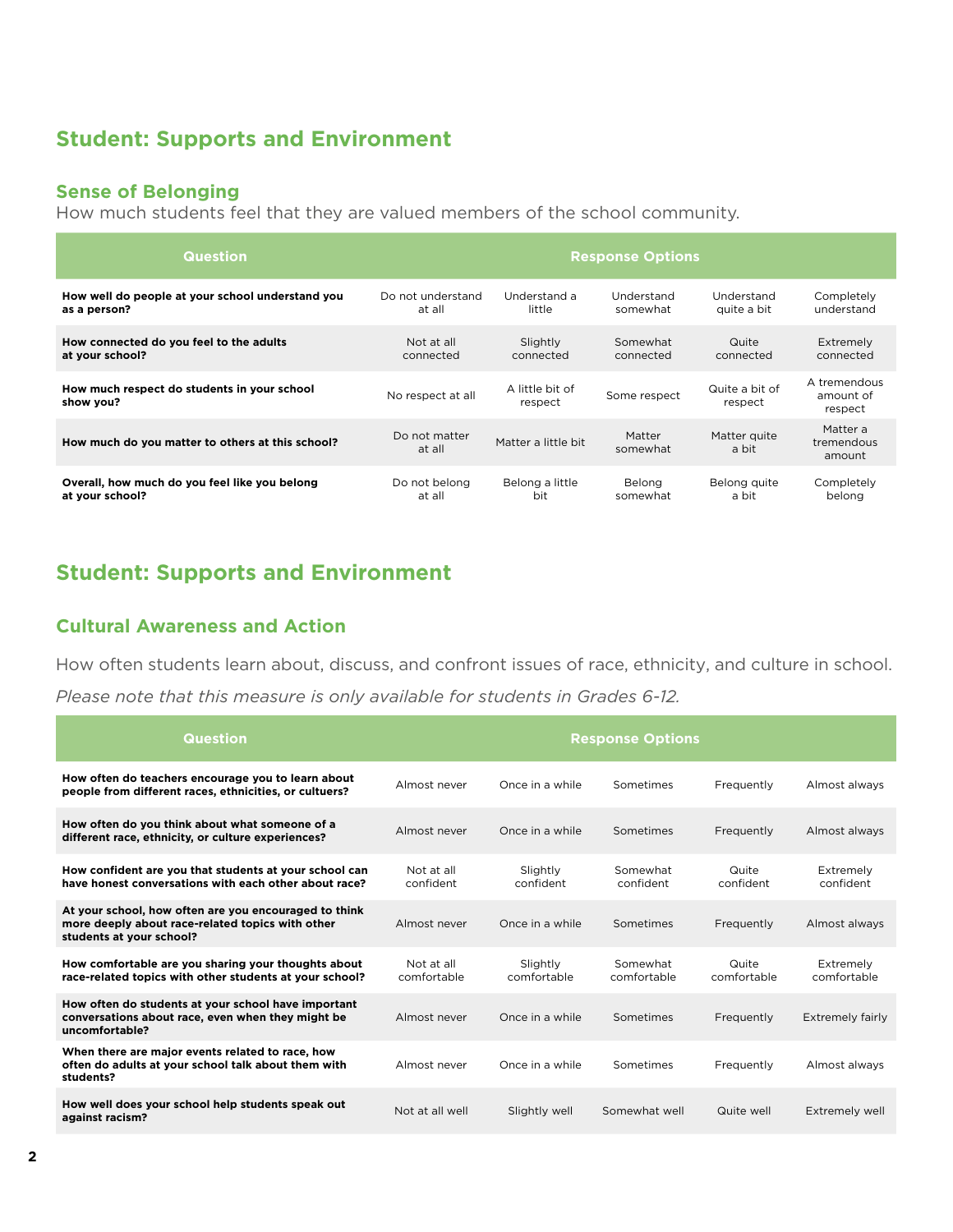## Student: Supports and Environment

### Sense of Belonging

How much students feel that they are valued members of the school community.

| Question | Response Options | | | | |
|---|---|---|---|---|---|
| **How well do people at your school understand you as a person?** | Do not understand at all | Understand a little | Understand somewhat | Understand quite a bit | Completely understand |
| **How connected do you feel to the adults at your school?** | Not at all connected | Slightly connected | Somewhat connected | Quite connected | Extremely connected |
| **How much respect do students in your school show you?** | No respect at all | A little bit of respect | Some respect | Quite a bit of respect | A tremendous amount of respect |
| **How much do you matter to others at this school?** | Do not matter at all | Matter a little bit | Matter somewhat | Matter quite a bit | Matter a tremendous amount |
| **Overall, how much do you feel like you belong at your school?** | Do not belong at all | Belong a little bit | Belong somewhat | Belong quite a bit | Completely belong |

## Student: Supports and Environment

### Cultural Awareness and Action

How often students learn about, discuss, and confront issues of race, ethnicity, and culture in school.

*Please note that this measure is only available for students in Grades 6-12.*

| Question | Response Options | | | | |
|---|---|---|---|---|---|
| **How often do teachers encourage you to learn about people from different races, ethnicities, or cultuers?** | Almost never | Once in a while | Sometimes | Frequently | Almost always |
| **How often do you think about what someone of a different race, ethnicity, or culture experiences?** | Almost never | Once in a while | Sometimes | Frequently | Almost always |
| **How confident are you that students at your school can have honest conversations with each other about race?** | Not at all confident | Slightly confident | Somewhat confident | Quite confident | Extremely confident |
| **At your school, how often are you encouraged to think more deeply about race-related topics with other students at your school?** | Almost never | Once in a while | Sometimes | Frequently | Almost always |
| **How comfortable are you sharing your thoughts about race-related topics with other students at your school?** | Not at all comfortable | Slightly comfortable | Somewhat comfortable | Quite comfortable | Extremely comfortable |
| **How often do students at your school have important conversations about race, even when they might be uncomfortable?** | Almost never | Once in a while | Sometimes | Frequently | Extremely fairly |
| **When there are major events related to race, how often do adults at your school talk about them with students?** | Almost never | Once in a while | Sometimes | Frequently | Almost always |
| **How well does your school help students speak out against racism?** | Not at all well | Slightly well | Somewhat well | Quite well | Extremely well |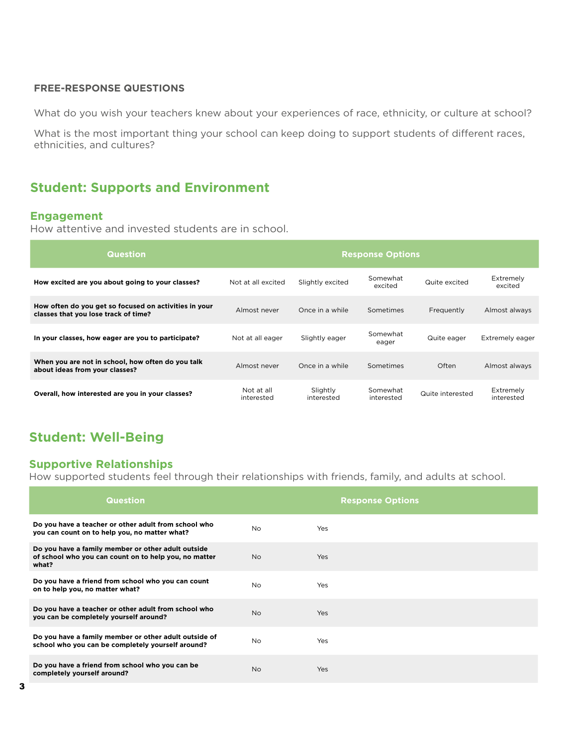**FREE-RESPONSE QUESTIONS**

What do you wish your teachers knew about your experiences of race, ethnicity, or culture at school?

What is the most important thing your school can keep doing to support students of different races, ethnicities, and cultures?

## Student: Supports and Environment

### Engagement

How attentive and invested students are in school.

| Question | Response Options | | | | |
|---|---|---|---|---|---|
| **How excited are you about going to your classes?** | Not at all excited | Slightly excited | Somewhat excited | Quite excited | Extremely excited |
| **How often do you get so focused on activities in your classes that you lose track of time?** | Almost never | Once in a while | Sometimes | Frequently | Almost always |
| **In your classes, how eager are you to participate?** | Not at all eager | Slightly eager | Somewhat eager | Quite eager | Extremely eager |
| **When you are not in school, how often do you talk about ideas from your classes?** | Almost never | Once in a while | Sometimes | Often | Almost always |
| **Overall, how interested are you in your classes?** | Not at all interested | Slightly interested | Somewhat interested | Quite interested | Extremely interested |

## Student: Well-Being

### Supportive Relationships

How supported students feel through their relationships with friends, family, and adults at school.

| Question | Response Options | |
|---|---|---|
| **Do you have a teacher or other adult from school who you can count on to help you, no matter what?** | No | Yes |
| **Do you have a family member or other adult outside of school who you can count on to help you, no matter what?** | No | Yes |
| **Do you have a friend from school who you can count on to help you, no matter what?** | No | Yes |
| **Do you have a teacher or other adult from school who you can be completely yourself around?** | No | Yes |
| **Do you have a family member or other adult outside of school who you can be completely yourself around?** | No | Yes |
| **Do you have a friend from school who you can be completely yourself around?** | No | Yes |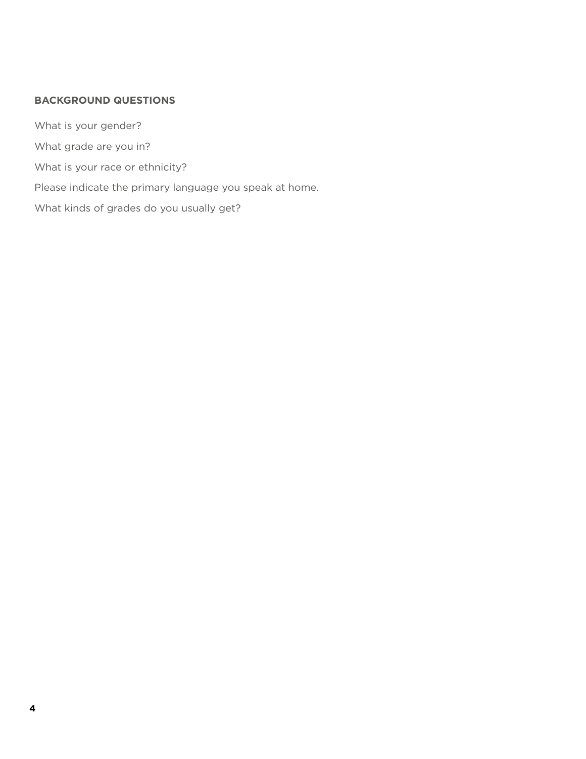## BACKGROUND QUESTIONS

What is your gender?

What grade are you in?

What is your race or ethnicity?

Please indicate the primary language you speak at home.

What kinds of grades do you usually get?